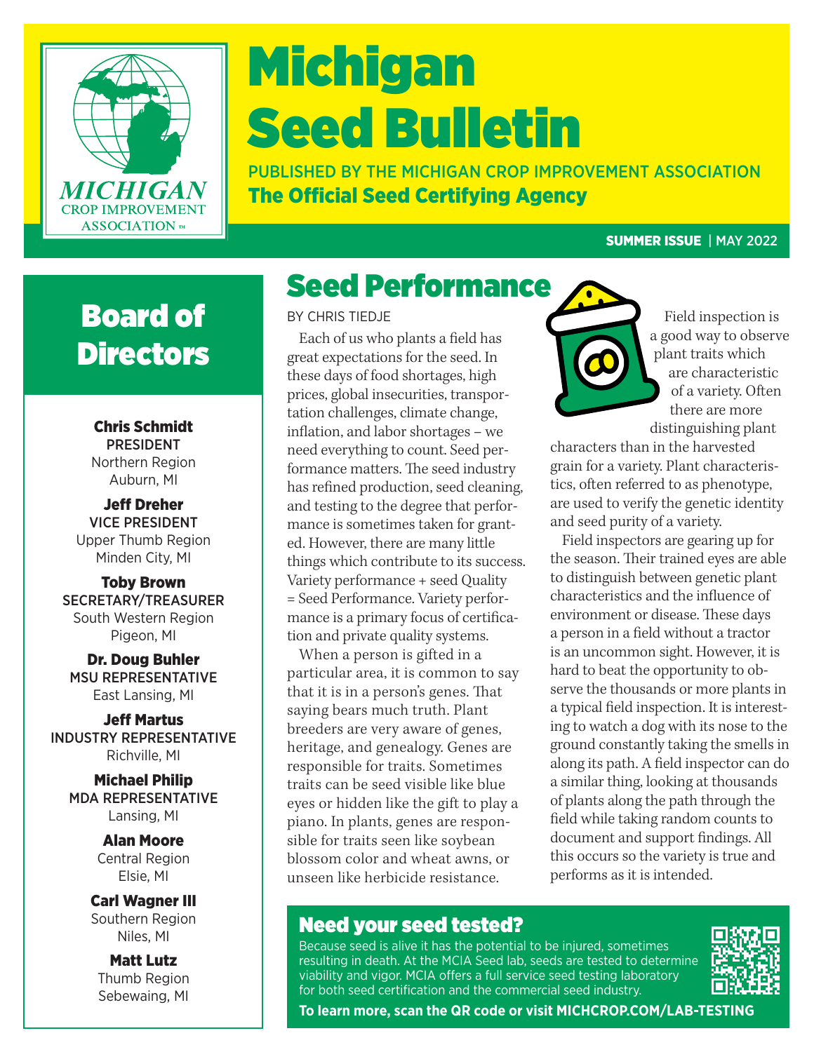# Michigan Seed Bulletin

PUBLISHED BY THE MICHIGAN CROP IMPROVEMENT ASSOCIATION

**The Official Seed Certifying Agency**

**SUMMER ISSUE** | MAY 2022

## Board of Directors

**Chris Schmidt**
PRESIDENT
Northern Region
Auburn, MI

**Jeff Dreher**
VICE PRESIDENT
Upper Thumb Region
Minden City, MI

**Toby Brown**
SECRETARY/TREASURER
South Western Region
Pigeon, MI

**Dr. Doug Buhler**
MSU REPRESENTATIVE
East Lansing, MI

**Jeff Martus**
INDUSTRY REPRESENTATIVE
Richville, MI

**Michael Philip**
MDA REPRESENTATIVE
Lansing, MI

**Alan Moore**
Central Region
Elsie, MI

**Carl Wagner III**
Southern Region
Niles, MI

**Matt Lutz**
Thumb Region
Sebewaing, MI

## Seed Performance

BY CHRIS TIEDJE

Each of us who plants a field has great expectations for the seed. In these days of food shortages, high prices, global insecurities, transportation challenges, climate change, inflation, and labor shortages – we need everything to count. Seed performance matters. The seed industry has refined production, seed cleaning, and testing to the degree that performance is sometimes taken for granted. However, there are many little things which contribute to its success. Variety performance + seed Quality = Seed Performance. Variety performance is a primary focus of certification and private quality systems.

When a person is gifted in a particular area, it is common to say that it is in a person's genes. That saying bears much truth. Plant breeders are very aware of genes, heritage, and genealogy. Genes are responsible for traits. Sometimes traits can be seed visible like blue eyes or hidden like the gift to play a piano. In plants, genes are responsible for traits seen like soybean blossom color and wheat awns, or unseen like herbicide resistance.

Field inspection is a good way to observe plant traits which are characteristic of a variety. Often there are more distinguishing plant characters than in the harvested grain for a variety. Plant characteristics, often referred to as phenotype, are used to verify the genetic identity and seed purity of a variety.

Field inspectors are gearing up for the season. Their trained eyes are able to distinguish between genetic plant characteristics and the influence of environment or disease. These days a person in a field without a tractor is an uncommon sight. However, it is hard to beat the opportunity to observe the thousands or more plants in a typical field inspection. It is interesting to watch a dog with its nose to the ground constantly taking the smells in along its path. A field inspector can do a similar thing, looking at thousands of plants along the path through the field while taking random counts to document and support findings. All this occurs so the variety is true and performs as it is intended.

### Need your seed tested?

Because seed is alive it has the potential to be injured, sometimes resulting in death. At the MCIA Seed lab, seeds are tested to determine viability and vigor. MCIA offers a full service seed testing laboratory for both seed certification and the commercial seed industry.

**To learn more, scan the QR code or visit MICHCROP.COM/LAB-TESTING**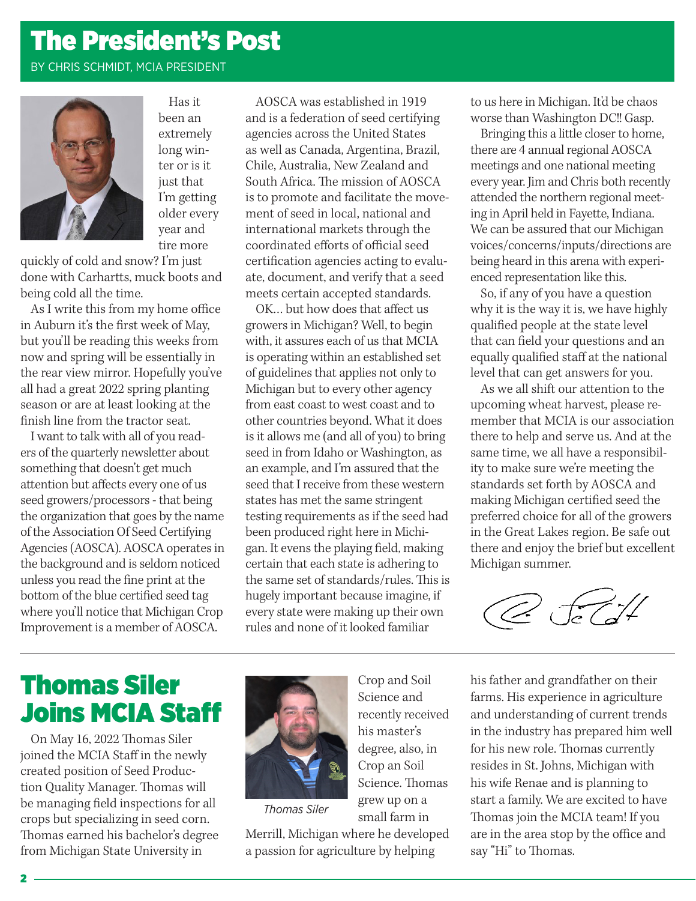## The President's Post

BY CHRIS SCHMIDT, MCIA PRESIDENT

Has it been an extremely long winter or is it just that I'm getting older every year and tire more quickly of cold and snow? I'm just done with Carhartts, muck boots and being cold all the time.

As I write this from my home office in Auburn it's the first week of May, but you'll be reading this weeks from now and spring will be essentially in the rear view mirror. Hopefully you've all had a great 2022 spring planting season or are at least looking at the finish line from the tractor seat.

I want to talk with all of you readers of the quarterly newsletter about something that doesn't get much attention but affects every one of us seed growers/processors - that being the organization that goes by the name of the Association Of Seed Certifying Agencies (AOSCA). AOSCA operates in the background and is seldom noticed unless you read the fine print at the bottom of the blue certified seed tag where you'll notice that Michigan Crop Improvement is a member of AOSCA.

AOSCA was established in 1919 and is a federation of seed certifying agencies across the United States as well as Canada, Argentina, Brazil, Chile, Australia, New Zealand and South Africa. The mission of AOSCA is to promote and facilitate the movement of seed in local, national and international markets through the coordinated efforts of official seed certification agencies acting to evaluate, document, and verify that a seed meets certain accepted standards.

OK… but how does that affect us growers in Michigan? Well, to begin with, it assures each of us that MCIA is operating within an established set of guidelines that applies not only to Michigan but to every other agency from east coast to west coast and to other countries beyond. What it does is it allows me (and all of you) to bring seed in from Idaho or Washington, as an example, and I'm assured that the seed that I receive from these western states has met the same stringent testing requirements as if the seed had been produced right here in Michigan. It evens the playing field, making certain that each state is adhering to the same set of standards/rules. This is hugely important because imagine, if every state were making up their own rules and none of it looked familiar to us here in Michigan. It'd be chaos worse than Washington DC!! Gasp.

Bringing this a little closer to home, there are 4 annual regional AOSCA meetings and one national meeting every year. Jim and Chris both recently attended the northern regional meeting in April held in Fayette, Indiana. We can be assured that our Michigan voices/concerns/inputs/directions are being heard in this arena with experienced representation like this.

So, if any of you have a question why it is the way it is, we have highly qualified people at the state level that can field your questions and an equally qualified staff at the national level that can get answers for you.

As we all shift our attention to the upcoming wheat harvest, please remember that MCIA is our association there to help and serve us. And at the same time, we all have a responsibility to make sure we're meeting the standards set forth by AOSCA and making Michigan certified seed the preferred choice for all of the growers in the Great Lakes region. Be safe out there and enjoy the brief but excellent Michigan summer.

## Thomas Siler Joins MCIA Staff

On May 16, 2022 Thomas Siler joined the MCIA Staff in the newly created position of Seed Production Quality Manager. Thomas will be managing field inspections for all crops but specializing in seed corn. Thomas earned his bachelor's degree from Michigan State University in Crop and Soil Science and recently received his master's degree, also, in Crop an Soil Science. Thomas grew up on a small farm in Merrill, Michigan where he developed a passion for agriculture by helping his father and grandfather on their farms. His experience in agriculture and understanding of current trends in the industry has prepared him well for his new role. Thomas currently resides in St. Johns, Michigan with his wife Renae and is planning to start a family. We are excited to have Thomas join the MCIA team! If you are in the area stop by the office and say "Hi" to Thomas.

*Thomas Siler*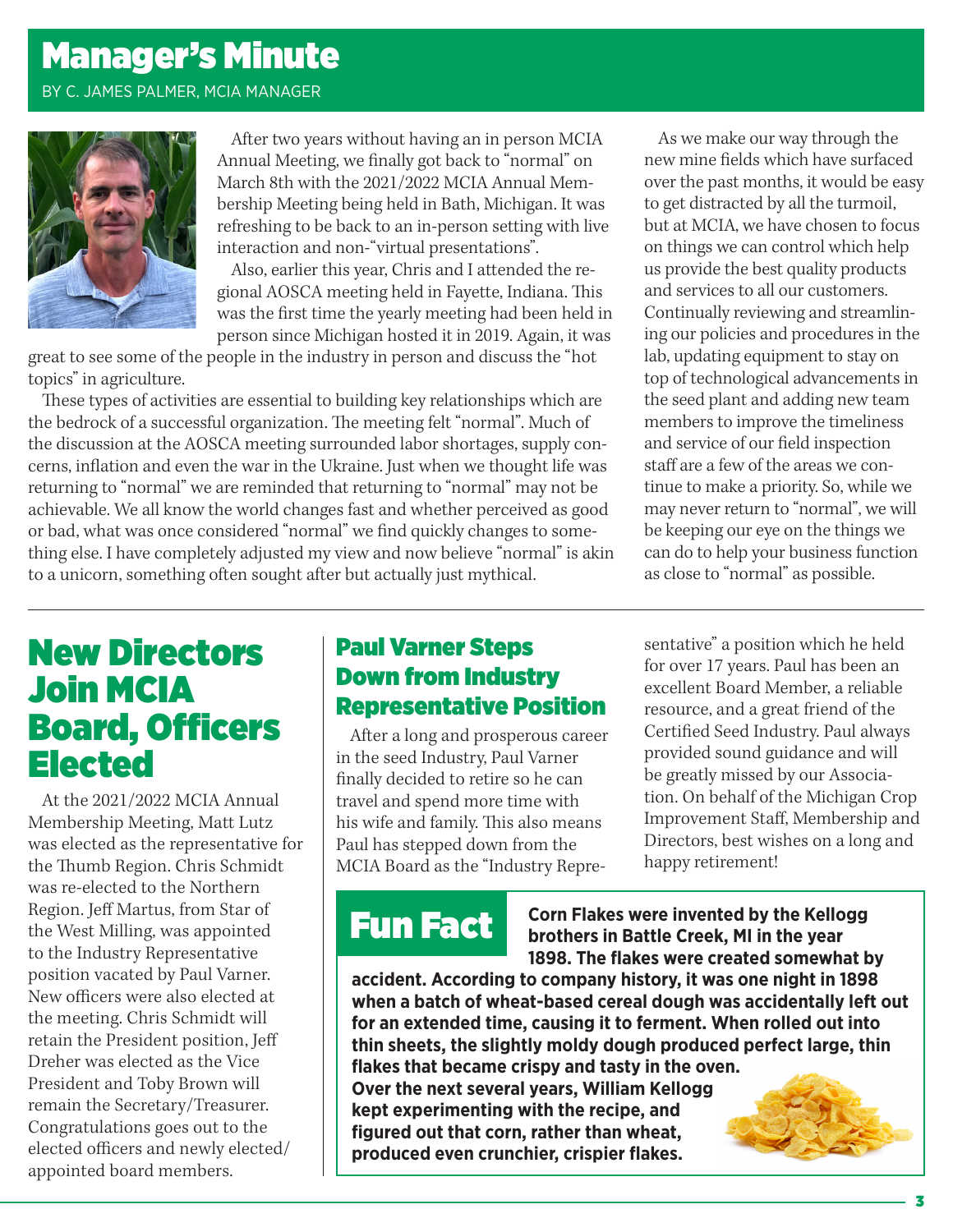# Manager's Minute

BY C. JAMES PALMER, MCIA MANAGER

After two years without having an in person MCIA Annual Meeting, we finally got back to "normal" on March 8th with the 2021/2022 MCIA Annual Membership Meeting being held in Bath, Michigan. It was refreshing to be back to an in-person setting with live interaction and non-"virtual presentations".

Also, earlier this year, Chris and I attended the regional AOSCA meeting held in Fayette, Indiana. This was the first time the yearly meeting had been held in person since Michigan hosted it in 2019. Again, it was great to see some of the people in the industry in person and discuss the "hot topics" in agriculture.

These types of activities are essential to building key relationships which are the bedrock of a successful organization. The meeting felt "normal". Much of the discussion at the AOSCA meeting surrounded labor shortages, supply concerns, inflation and even the war in the Ukraine. Just when we thought life was returning to "normal" we are reminded that returning to "normal" may not be achievable. We all know the world changes fast and whether perceived as good or bad, what was once considered "normal" we find quickly changes to something else. I have completely adjusted my view and now believe "normal" is akin to a unicorn, something often sought after but actually just mythical.

As we make our way through the new mine fields which have surfaced over the past months, it would be easy to get distracted by all the turmoil, but at MCIA, we have chosen to focus on things we can control which help us provide the best quality products and services to all our customers. Continually reviewing and streamlining our policies and procedures in the lab, updating equipment to stay on top of technological advancements in the seed plant and adding new team members to improve the timeliness and service of our field inspection staff are a few of the areas we continue to make a priority. So, while we may never return to "normal", we will be keeping our eye on the things we can do to help your business function as close to "normal" as possible.

# New Directors Join MCIA Board, Officers Elected

At the 2021/2022 MCIA Annual Membership Meeting, Matt Lutz was elected as the representative for the Thumb Region. Chris Schmidt was re-elected to the Northern Region. Jeff Martus, from Star of the West Milling, was appointed to the Industry Representative position vacated by Paul Varner. New officers were also elected at the meeting. Chris Schmidt will retain the President position, Jeff Dreher was elected as the Vice President and Toby Brown will remain the Secretary/Treasurer. Congratulations goes out to the elected officers and newly elected/appointed board members.

## Paul Varner Steps Down from Industry Representative Position

After a long and prosperous career in the seed Industry, Paul Varner finally decided to retire so he can travel and spend more time with his wife and family. This also means Paul has stepped down from the MCIA Board as the "Industry Representative" a position which he held for over 17 years. Paul has been an excellent Board Member, a reliable resource, and a great friend of the Certified Seed Industry. Paul always provided sound guidance and will be greatly missed by our Association. On behalf of the Michigan Crop Improvement Staff, Membership and Directors, best wishes on a long and happy retirement!

## Fun Fact

**Corn Flakes were invented by the Kellogg brothers in Battle Creek, MI in the year 1898. The flakes were created somewhat by accident. According to company history, it was one night in 1898 when a batch of wheat-based cereal dough was accidentally left out for an extended time, causing it to ferment. When rolled out into thin sheets, the slightly moldy dough produced perfect large, thin flakes that became crispy and tasty in the oven. Over the next several years, William Kellogg kept experimenting with the recipe, and figured out that corn, rather than wheat, produced even crunchier, crispier flakes.**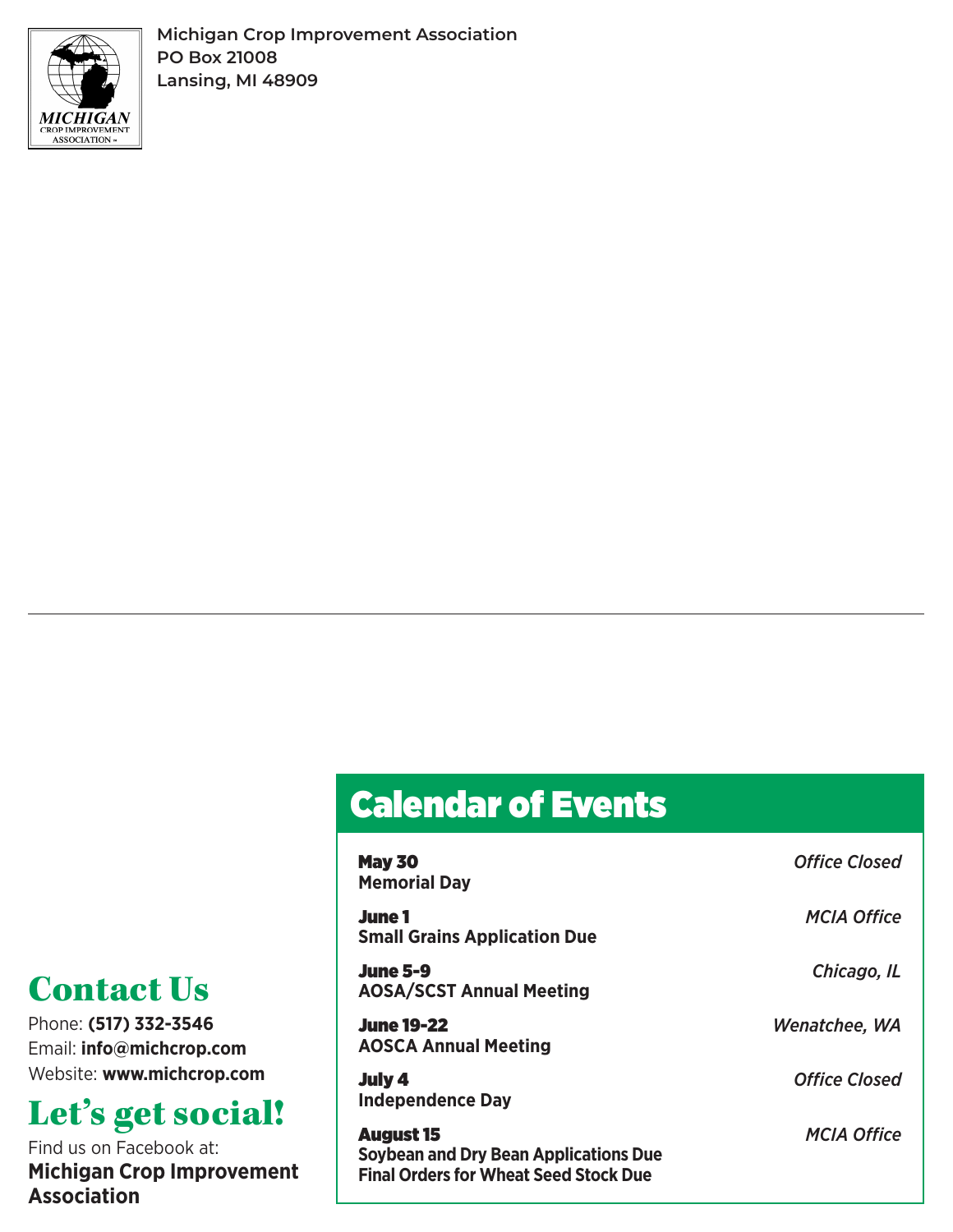Michigan Crop Improvement Association
PO Box 21008
Lansing, MI 48909

---

## Contact Us

Phone: **(517) 332-3546**
Email: **info@michcrop.com**
Website: **www.michcrop.com**

## Let's get social!

Find us on Facebook at:
**Michigan Crop Improvement Association**

## Calendar of Events

**May 30** — *Office Closed*
**Memorial Day**

**June 1** — *MCIA Office*
**Small Grains Application Due**

**June 5-9** — *Chicago, IL*
**AOSA/SCST Annual Meeting**

**June 19-22** — *Wenatchee, WA*
**AOSCA Annual Meeting**

**July 4** — *Office Closed*
**Independence Day**

**August 15** — *MCIA Office*
**Soybean and Dry Bean Applications Due**
**Final Orders for Wheat Seed Stock Due**